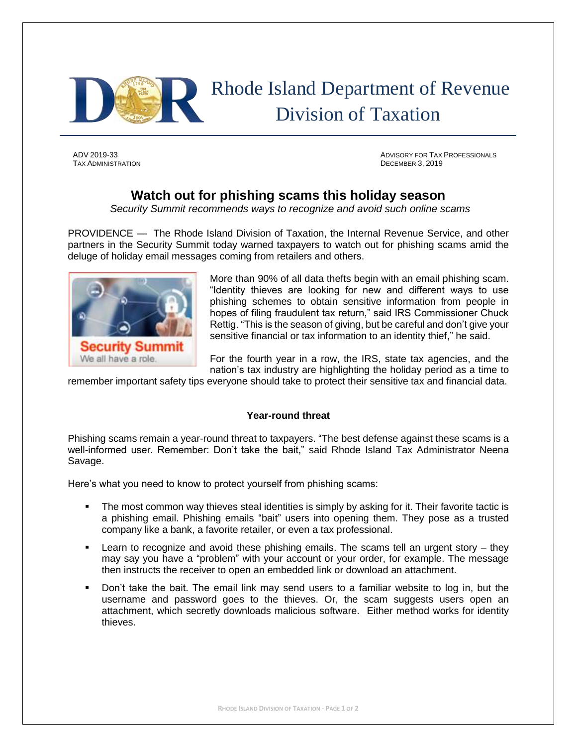# Rhode Island Department of Revenue
## Division of Taxation

ADV 2019-33
TAX ADMINISTRATION

ADVISORY FOR TAX PROFESSIONALS
DECEMBER 3, 2019

## Watch out for phishing scams this holiday season

*Security Summit recommends ways to recognize and avoid such online scams*

PROVIDENCE — The Rhode Island Division of Taxation, the Internal Revenue Service, and other partners in the Security Summit today warned taxpayers to watch out for phishing scams amid the deluge of holiday email messages coming from retailers and others.

More than 90% of all data thefts begin with an email phishing scam. "Identity thieves are looking for new and different ways to use phishing schemes to obtain sensitive information from people in hopes of filing fraudulent tax return," said IRS Commissioner Chuck Rettig. "This is the season of giving, but be careful and don't give your sensitive financial or tax information to an identity thief," he said.

For the fourth year in a row, the IRS, state tax agencies, and the nation's tax industry are highlighting the holiday period as a time to remember important safety tips everyone should take to protect their sensitive tax and financial data.

### Year-round threat

Phishing scams remain a year-round threat to taxpayers. "The best defense against these scams is a well-informed user. Remember: Don't take the bait," said Rhode Island Tax Administrator Neena Savage.

Here's what you need to know to protect yourself from phishing scams:

- The most common way thieves steal identities is simply by asking for it. Their favorite tactic is a phishing email. Phishing emails "bait" users into opening them. They pose as a trusted company like a bank, a favorite retailer, or even a tax professional.
- Learn to recognize and avoid these phishing emails. The scams tell an urgent story – they may say you have a "problem" with your account or your order, for example. The message then instructs the receiver to open an embedded link or download an attachment.
- Don't take the bait. The email link may send users to a familiar website to log in, but the username and password goes to the thieves. Or, the scam suggests users open an attachment, which secretly downloads malicious software. Either method works for identity thieves.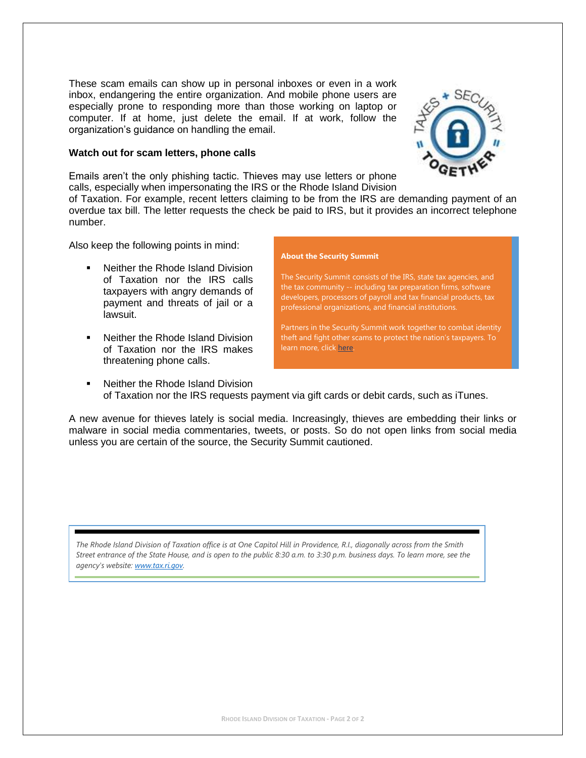These scam emails can show up in personal inboxes or even in a work inbox, endangering the entire organization. And mobile phone users are especially prone to responding more than those working on laptop or computer. If at home, just delete the email. If at work, follow the organization's guidance on handling the email.

**Watch out for scam letters, phone calls**

Emails aren't the only phishing tactic. Thieves may use letters or phone calls, especially when impersonating the IRS or the Rhode Island Division of Taxation. For example, recent letters claiming to be from the IRS are demanding payment of an overdue tax bill. The letter requests the check be paid to IRS, but it provides an incorrect telephone number.

Also keep the following points in mind:

- Neither the Rhode Island Division of Taxation nor the IRS calls taxpayers with angry demands of payment and threats of jail or a lawsuit.
- Neither the Rhode Island Division of Taxation nor the IRS makes threatening phone calls.
- Neither the Rhode Island Division of Taxation nor the IRS requests payment via gift cards or debit cards, such as iTunes.

**About the Security Summit**

The Security Summit consists of the IRS, state tax agencies, and the tax community -- including tax preparation firms, software developers, processors of payroll and tax financial products, tax professional organizations, and financial institutions.

Partners in the Security Summit work together to combat identity theft and fight other scams to protect the nation's taxpayers. To learn more, click here.

A new avenue for thieves lately is social media. Increasingly, thieves are embedding their links or malware in social media commentaries, tweets, or posts. So do not open links from social media unless you are certain of the source, the Security Summit cautioned.

*The Rhode Island Division of Taxation office is at One Capitol Hill in Providence, R.I., diagonally across from the Smith Street entrance of the State House, and is open to the public 8:30 a.m. to 3:30 p.m. business days. To learn more, see the agency's website: www.tax.ri.gov.*